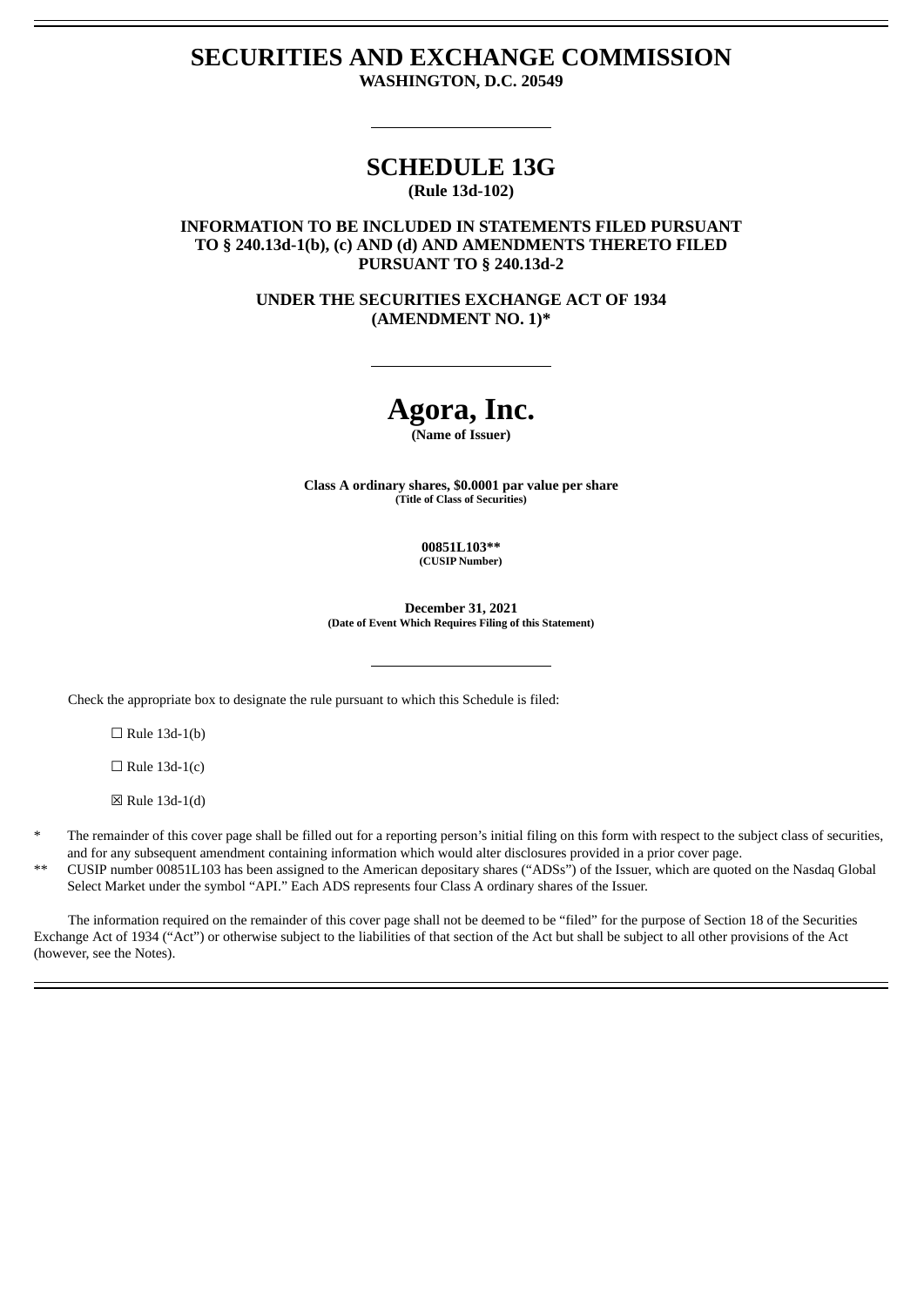# SECURITIES AND EXCHANGE COMMISSION

**WASHINGTON, D.C. 20549**

---

# SCHEDULE 13G

**(Rule 13d-102)**

**INFORMATION TO BE INCLUDED IN STATEMENTS FILED PURSUANT TO § 240.13d-1(b), (c) AND (d) AND AMENDMENTS THERETO FILED PURSUANT TO § 240.13d-2**

**UNDER THE SECURITIES EXCHANGE ACT OF 1934 (AMENDMENT NO. 1)***

---

# Agora, Inc.

**(Name of Issuer)**

**Class A ordinary shares, $0.0001 par value per share**
**(Title of Class of Securities)**

**00851L103****
**(CUSIP Number)**

**December 31, 2021**
**(Date of Event Which Requires Filing of this Statement)**

---

Check the appropriate box to designate the rule pursuant to which this Schedule is filed:

☐ Rule 13d-1(b)

☐ Rule 13d-1(c)

☒ Rule 13d-1(d)

\* The remainder of this cover page shall be filled out for a reporting person's initial filing on this form with respect to the subject class of securities, and for any subsequent amendment containing information which would alter disclosures provided in a prior cover page.

** CUSIP number 00851L103 has been assigned to the American depositary shares ("ADSs") of the Issuer, which are quoted on the Nasdaq Global Select Market under the symbol "API." Each ADS represents four Class A ordinary shares of the Issuer.

The information required on the remainder of this cover page shall not be deemed to be "filed" for the purpose of Section 18 of the Securities Exchange Act of 1934 ("Act") or otherwise subject to the liabilities of that section of the Act but shall be subject to all other provisions of the Act (however, see the Notes).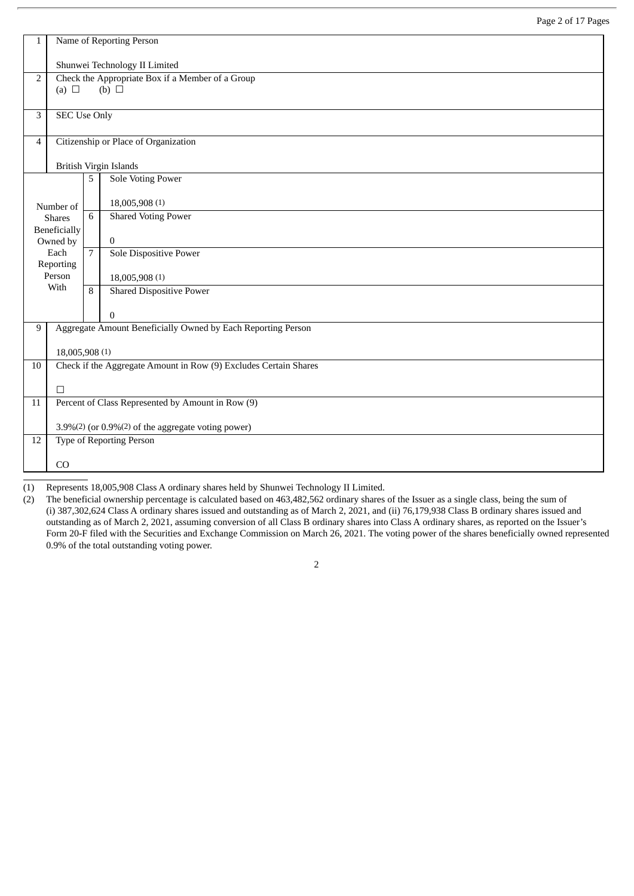| 1 | Name of Reporting Person<br><br>Shunwei Technology II Limited | | |
|---|---|---|---|
| 2 | Check the Appropriate Box if a Member of a Group<br>(a) ☐ (b) ☐ | | |
| 3 | SEC Use Only | | |
| 4 | Citizenship or Place of Organization<br><br>British Virgin Islands | | |
| Number of Shares Beneficially Owned by Each Reporting Person With | | 5 | Sole Voting Power<br><br>18,005,908 (1) |
| | | 6 | Shared Voting Power<br><br>0 |
| | | 7 | Sole Dispositive Power<br><br>18,005,908 (1) |
| | | 8 | Shared Dispositive Power<br><br>0 |
| 9 | Aggregate Amount Beneficially Owned by Each Reporting Person<br><br>18,005,908 (1) | | |
| 10 | Check if the Aggregate Amount in Row (9) Excludes Certain Shares<br><br>☐ | | |
| 11 | Percent of Class Represented by Amount in Row (9)<br><br>3.9%(2) (or 0.9%(2) of the aggregate voting power) | | |
| 12 | Type of Reporting Person<br><br>CO | | |

(1) Represents 18,005,908 Class A ordinary shares held by Shunwei Technology II Limited.

(2) The beneficial ownership percentage is calculated based on 463,482,562 ordinary shares of the Issuer as a single class, being the sum of (i) 387,302,624 Class A ordinary shares issued and outstanding as of March 2, 2021, and (ii) 76,179,938 Class B ordinary shares issued and outstanding as of March 2, 2021, assuming conversion of all Class B ordinary shares into Class A ordinary shares, as reported on the Issuer's Form 20-F filed with the Securities and Exchange Commission on March 26, 2021. The voting power of the shares beneficially owned represented 0.9% of the total outstanding voting power.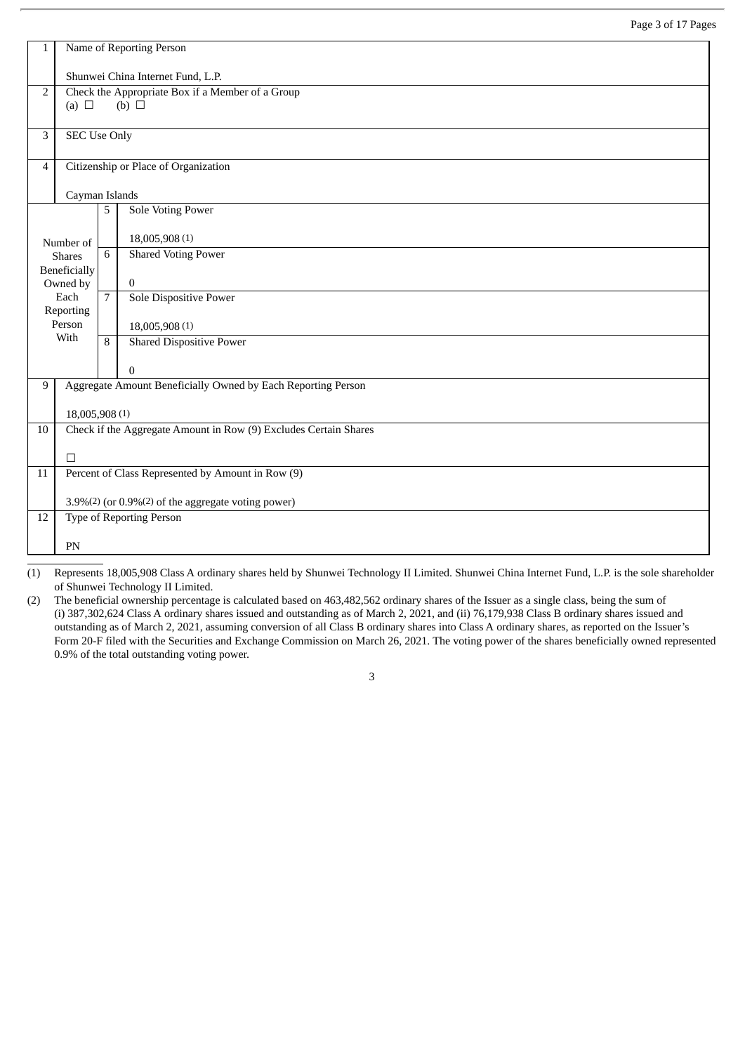| | | | |
|---|---|---|---|
| 1 | Name of Reporting Person<br><br>Shunwei China Internet Fund, L.P. | | |
| 2 | Check the Appropriate Box if a Member of a Group<br>(a) ☐ (b) ☐ | | |
| 3 | SEC Use Only | | |
| 4 | Citizenship or Place of Organization<br><br>Cayman Islands | | |
| Number of Shares Beneficially Owned by Each Reporting Person With | 5 | Sole Voting Power<br><br>18,005,908 (1) | |
| | 6 | Shared Voting Power<br><br>0 | |
| | 7 | Sole Dispositive Power<br><br>18,005,908 (1) | |
| | 8 | Shared Dispositive Power<br><br>0 | |
| 9 | Aggregate Amount Beneficially Owned by Each Reporting Person<br><br>18,005,908 (1) | | |
| 10 | Check if the Aggregate Amount in Row (9) Excludes Certain Shares<br><br>☐ | | |
| 11 | Percent of Class Represented by Amount in Row (9)<br><br>3.9%(2) (or 0.9%(2) of the aggregate voting power) | | |
| 12 | Type of Reporting Person<br><br>PN | | |

(1) Represents 18,005,908 Class A ordinary shares held by Shunwei Technology II Limited. Shunwei China Internet Fund, L.P. is the sole shareholder of Shunwei Technology II Limited.

(2) The beneficial ownership percentage is calculated based on 463,482,562 ordinary shares of the Issuer as a single class, being the sum of (i) 387,302,624 Class A ordinary shares issued and outstanding as of March 2, 2021, and (ii) 76,179,938 Class B ordinary shares issued and outstanding as of March 2, 2021, assuming conversion of all Class B ordinary shares into Class A ordinary shares, as reported on the Issuer's Form 20-F filed with the Securities and Exchange Commission on March 26, 2021. The voting power of the shares beneficially owned represented 0.9% of the total outstanding voting power.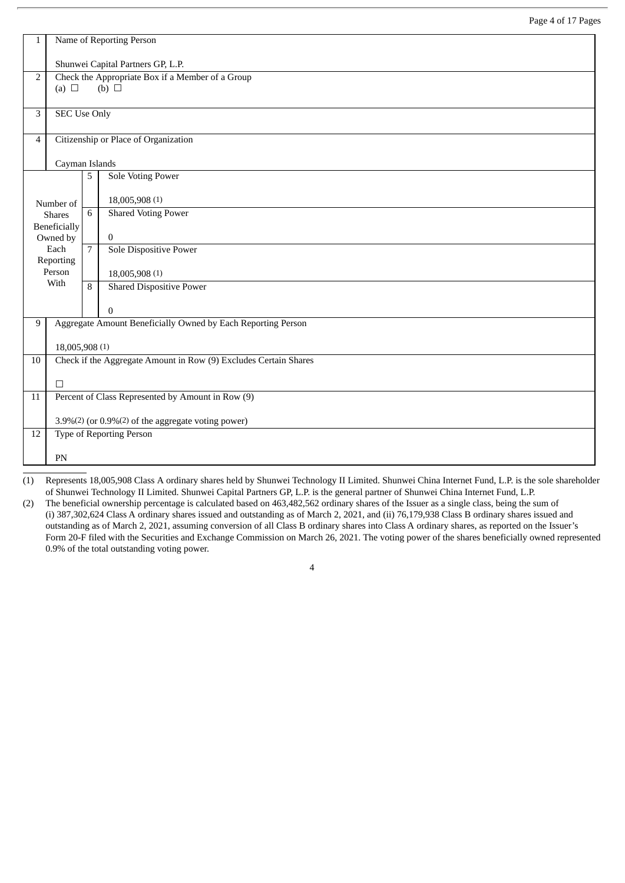| 1 | Name of Reporting Person<br><br>Shunwei Capital Partners GP, L.P. | | |
|---|---|---|---|
| 2 | Check the Appropriate Box if a Member of a Group<br>(a) ☐ (b) ☐ | | |
| 3 | SEC Use Only | | |
| 4 | Citizenship or Place of Organization<br><br>Cayman Islands | | |
| Number of Shares Beneficially Owned by Each Reporting Person With | | 5 | Sole Voting Power<br><br>18,005,908 (1) |
| | | 6 | Shared Voting Power<br><br>0 |
| | | 7 | Sole Dispositive Power<br><br>18,005,908 (1) |
| | | 8 | Shared Dispositive Power<br><br>0 |
| 9 | Aggregate Amount Beneficially Owned by Each Reporting Person<br><br>18,005,908 (1) | | |
| 10 | Check if the Aggregate Amount in Row (9) Excludes Certain Shares<br><br>☐ | | |
| 11 | Percent of Class Represented by Amount in Row (9)<br><br>3.9%(2) (or 0.9%(2) of the aggregate voting power) | | |
| 12 | Type of Reporting Person<br><br>PN | | |

(1) Represents 18,005,908 Class A ordinary shares held by Shunwei Technology II Limited. Shunwei China Internet Fund, L.P. is the sole shareholder of Shunwei Technology II Limited. Shunwei Capital Partners GP, L.P. is the general partner of Shunwei China Internet Fund, L.P.

(2) The beneficial ownership percentage is calculated based on 463,482,562 ordinary shares of the Issuer as a single class, being the sum of (i) 387,302,624 Class A ordinary shares issued and outstanding as of March 2, 2021, and (ii) 76,179,938 Class B ordinary shares issued and outstanding as of March 2, 2021, assuming conversion of all Class B ordinary shares into Class A ordinary shares, as reported on the Issuer's Form 20-F filed with the Securities and Exchange Commission on March 26, 2021. The voting power of the shares beneficially owned represented 0.9% of the total outstanding voting power.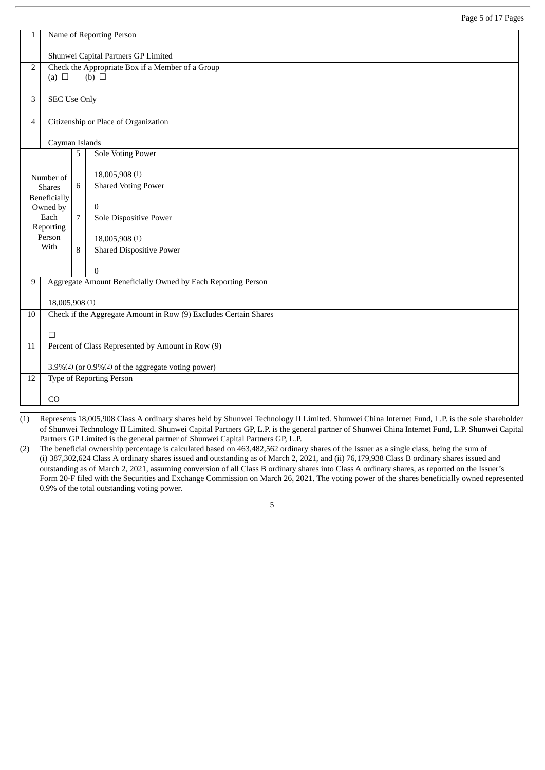| | | | |
|---|---|---|---|
| 1 | Name of Reporting Person<br><br>Shunwei Capital Partners GP Limited | | |
| 2 | Check the Appropriate Box if a Member of a Group<br>(a) ☐ (b) ☐ | | |
| 3 | SEC Use Only | | |
| 4 | Citizenship or Place of Organization<br><br>Cayman Islands | | |
| Number of Shares Beneficially Owned by Each Reporting Person With | 5 | Sole Voting Power<br><br>18,005,908 (1) | |
| | 6 | Shared Voting Power<br><br>0 | |
| | 7 | Sole Dispositive Power<br><br>18,005,908 (1) | |
| | 8 | Shared Dispositive Power<br><br>0 | |
| 9 | Aggregate Amount Beneficially Owned by Each Reporting Person<br><br>18,005,908 (1) | | |
| 10 | Check if the Aggregate Amount in Row (9) Excludes Certain Shares<br><br>☐ | | |
| 11 | Percent of Class Represented by Amount in Row (9)<br><br>3.9%(2) (or 0.9%(2) of the aggregate voting power) | | |
| 12 | Type of Reporting Person<br><br>CO | | |

(1) Represents 18,005,908 Class A ordinary shares held by Shunwei Technology II Limited. Shunwei China Internet Fund, L.P. is the sole shareholder of Shunwei Technology II Limited. Shunwei Capital Partners GP, L.P. is the general partner of Shunwei China Internet Fund, L.P. Shunwei Capital Partners GP Limited is the general partner of Shunwei Capital Partners GP, L.P.

(2) The beneficial ownership percentage is calculated based on 463,482,562 ordinary shares of the Issuer as a single class, being the sum of (i) 387,302,624 Class A ordinary shares issued and outstanding as of March 2, 2021, and (ii) 76,179,938 Class B ordinary shares issued and outstanding as of March 2, 2021, assuming conversion of all Class B ordinary shares into Class A ordinary shares, as reported on the Issuer's Form 20-F filed with the Securities and Exchange Commission on March 26, 2021. The voting power of the shares beneficially owned represented 0.9% of the total outstanding voting power.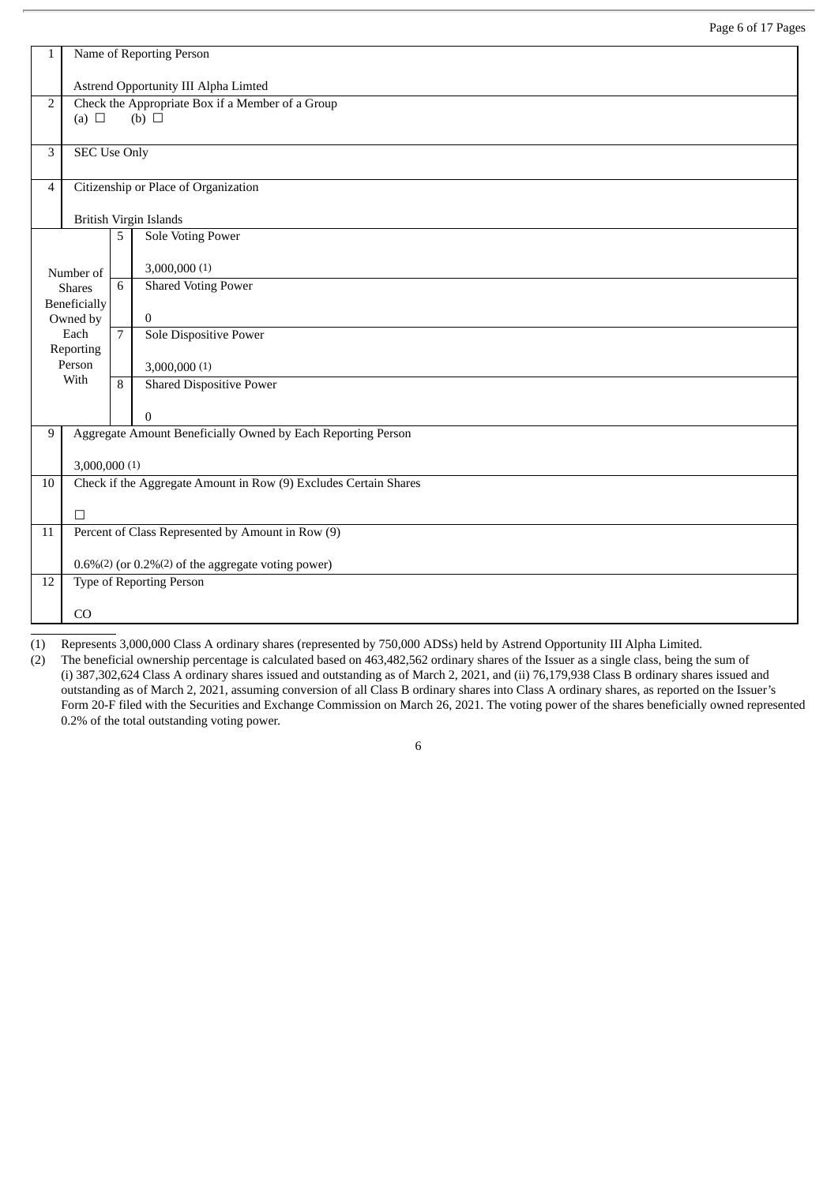| | | | |
|---|---|---|---|
| 1 | Name of Reporting Person<br><br>Astrend Opportunity III Alpha Limted | | |
| 2 | Check the Appropriate Box if a Member of a Group<br>(a) ☐ (b) ☐ | | |
| 3 | SEC Use Only | | |
| 4 | Citizenship or Place of Organization<br><br>British Virgin Islands | | |
| Number of Shares Beneficially Owned by Each Reporting Person With | | 5 | Sole Voting Power<br><br>3,000,000 (1) |
| | | 6 | Shared Voting Power<br><br>0 |
| | | 7 | Sole Dispositive Power<br><br>3,000,000 (1) |
| | | 8 | Shared Dispositive Power<br><br>0 |
| 9 | Aggregate Amount Beneficially Owned by Each Reporting Person<br><br>3,000,000 (1) | | |
| 10 | Check if the Aggregate Amount in Row (9) Excludes Certain Shares<br><br>☐ | | |
| 11 | Percent of Class Represented by Amount in Row (9)<br><br>0.6%(2) (or 0.2%(2) of the aggregate voting power) | | |
| 12 | Type of Reporting Person<br><br>CO | | |

(1) Represents 3,000,000 Class A ordinary shares (represented by 750,000 ADSs) held by Astrend Opportunity III Alpha Limited.

(2) The beneficial ownership percentage is calculated based on 463,482,562 ordinary shares of the Issuer as a single class, being the sum of (i) 387,302,624 Class A ordinary shares issued and outstanding as of March 2, 2021, and (ii) 76,179,938 Class B ordinary shares issued and outstanding as of March 2, 2021, assuming conversion of all Class B ordinary shares into Class A ordinary shares, as reported on the Issuer's Form 20-F filed with the Securities and Exchange Commission on March 26, 2021. The voting power of the shares beneficially owned represented 0.2% of the total outstanding voting power.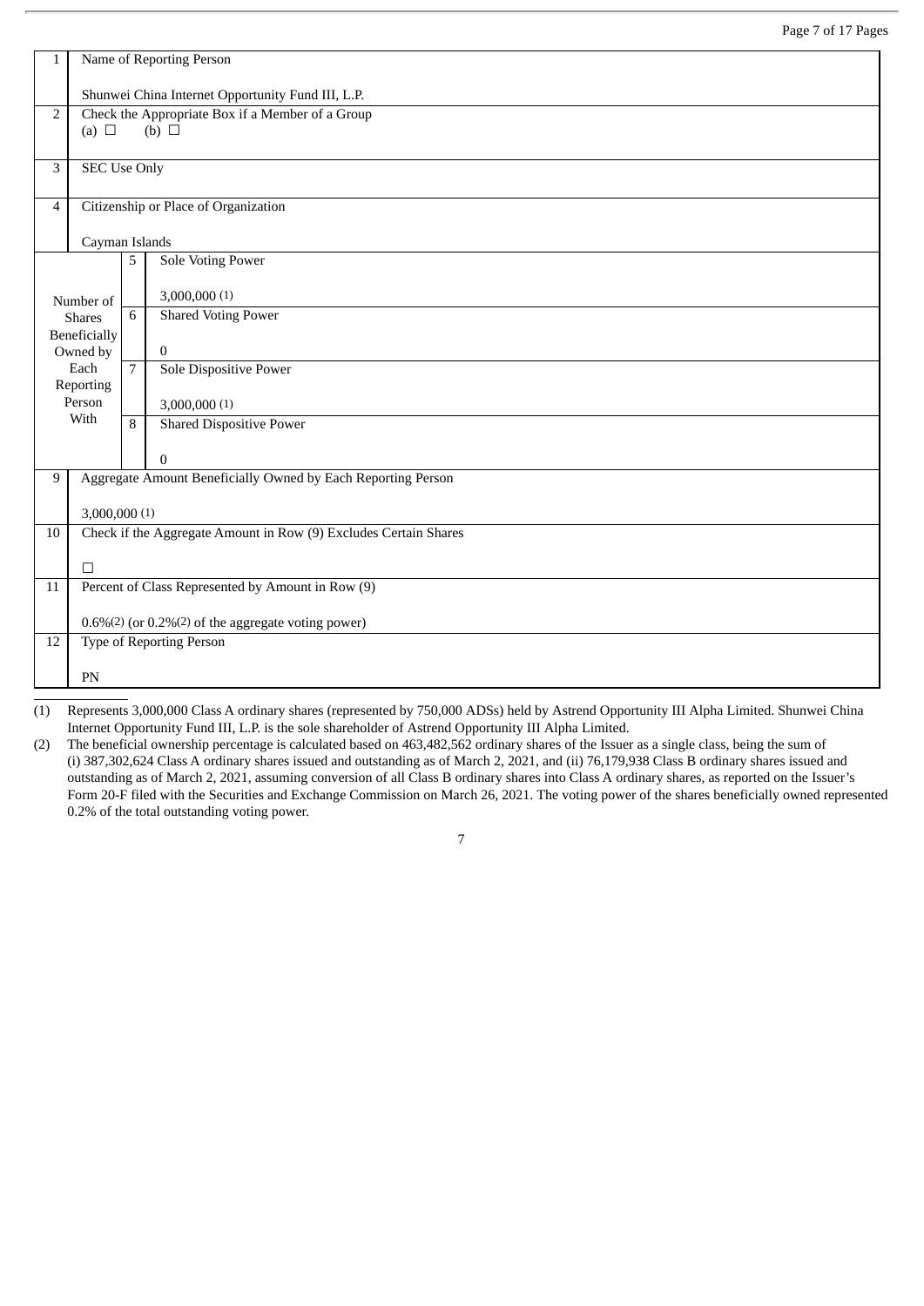| 1 | Name of Reporting Person<br><br>Shunwei China Internet Opportunity Fund III, L.P. | | |
|---|---|---|---|
| 2 | Check the Appropriate Box if a Member of a Group<br>(a) ☐ (b) ☐ | | |
| 3 | SEC Use Only | | |
| 4 | Citizenship or Place of Organization<br><br>Cayman Islands | | |
| Number of Shares Beneficially Owned by Each Reporting Person With | | 5 | Sole Voting Power<br><br>3,000,000 (1) |
| | | 6 | Shared Voting Power<br><br>0 |
| | | 7 | Sole Dispositive Power<br><br>3,000,000 (1) |
| | | 8 | Shared Dispositive Power<br><br>0 |
| 9 | Aggregate Amount Beneficially Owned by Each Reporting Person<br><br>3,000,000 (1) | | |
| 10 | Check if the Aggregate Amount in Row (9) Excludes Certain Shares<br><br>☐ | | |
| 11 | Percent of Class Represented by Amount in Row (9)<br><br>0.6%(2) (or 0.2%(2) of the aggregate voting power) | | |
| 12 | Type of Reporting Person<br><br>PN | | |

(1) Represents 3,000,000 Class A ordinary shares (represented by 750,000 ADSs) held by Astrend Opportunity III Alpha Limited. Shunwei China Internet Opportunity Fund III, L.P. is the sole shareholder of Astrend Opportunity III Alpha Limited.

(2) The beneficial ownership percentage is calculated based on 463,482,562 ordinary shares of the Issuer as a single class, being the sum of (i) 387,302,624 Class A ordinary shares issued and outstanding as of March 2, 2021, and (ii) 76,179,938 Class B ordinary shares issued and outstanding as of March 2, 2021, assuming conversion of all Class B ordinary shares into Class A ordinary shares, as reported on the Issuer's Form 20-F filed with the Securities and Exchange Commission on March 26, 2021. The voting power of the shares beneficially owned represented 0.2% of the total outstanding voting power.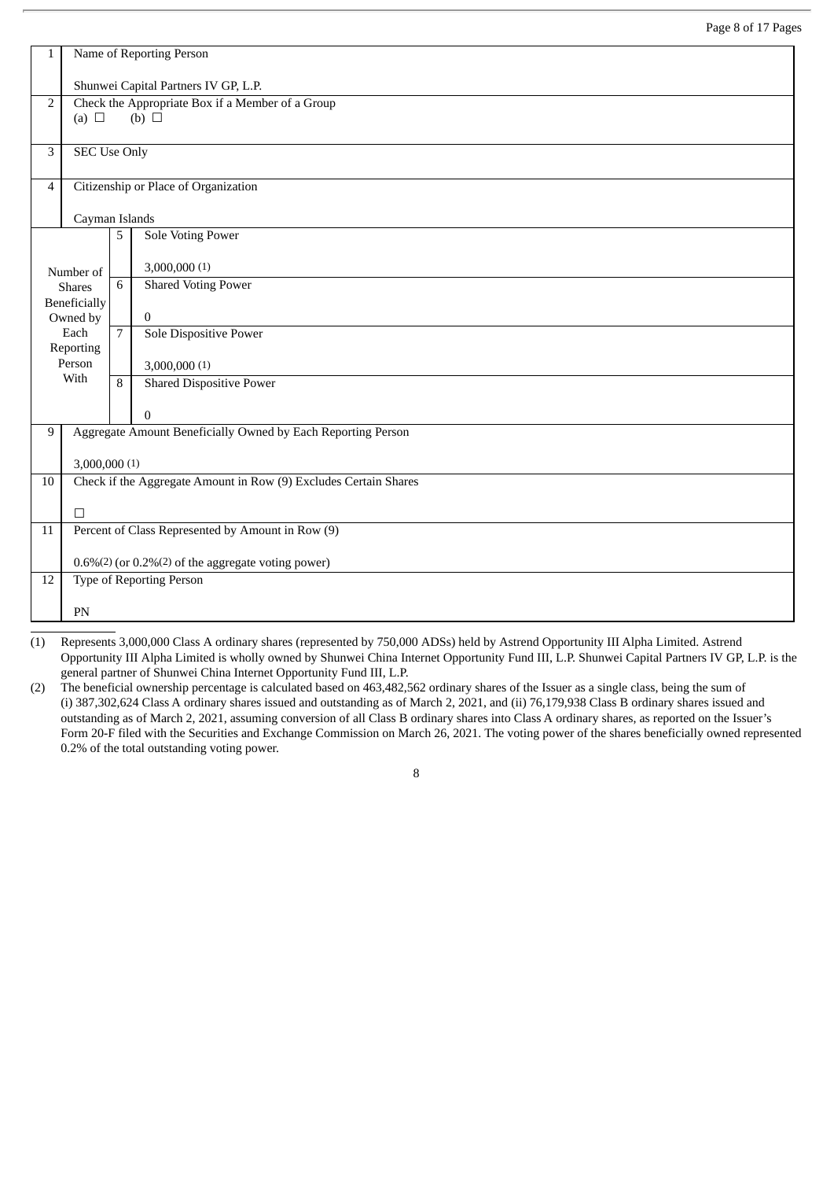| 1 | Name of Reporting Person<br><br>Shunwei Capital Partners IV GP, L.P. | | |
|---|---|---|---|
| 2 | Check the Appropriate Box if a Member of a Group<br>(a) ☐ (b) ☐ | | |
| 3 | SEC Use Only | | |
| 4 | Citizenship or Place of Organization<br><br>Cayman Islands | | |
| Number of Shares Beneficially Owned by Each Reporting Person With | | 5 | Sole Voting Power<br><br>3,000,000 (1) |
| | | 6 | Shared Voting Power<br><br>0 |
| | | 7 | Sole Dispositive Power<br><br>3,000,000 (1) |
| | | 8 | Shared Dispositive Power<br><br>0 |
| 9 | Aggregate Amount Beneficially Owned by Each Reporting Person<br><br>3,000,000 (1) | | |
| 10 | Check if the Aggregate Amount in Row (9) Excludes Certain Shares<br><br>☐ | | |
| 11 | Percent of Class Represented by Amount in Row (9)<br><br>0.6%(2) (or 0.2%(2) of the aggregate voting power) | | |
| 12 | Type of Reporting Person<br><br>PN | | |

(1) Represents 3,000,000 Class A ordinary shares (represented by 750,000 ADSs) held by Astrend Opportunity III Alpha Limited. Astrend Opportunity III Alpha Limited is wholly owned by Shunwei China Internet Opportunity Fund III, L.P. Shunwei Capital Partners IV GP, L.P. is the general partner of Shunwei China Internet Opportunity Fund III, L.P.

(2) The beneficial ownership percentage is calculated based on 463,482,562 ordinary shares of the Issuer as a single class, being the sum of (i) 387,302,624 Class A ordinary shares issued and outstanding as of March 2, 2021, and (ii) 76,179,938 Class B ordinary shares issued and outstanding as of March 2, 2021, assuming conversion of all Class B ordinary shares into Class A ordinary shares, as reported on the Issuer's Form 20-F filed with the Securities and Exchange Commission on March 26, 2021. The voting power of the shares beneficially owned represented 0.2% of the total outstanding voting power.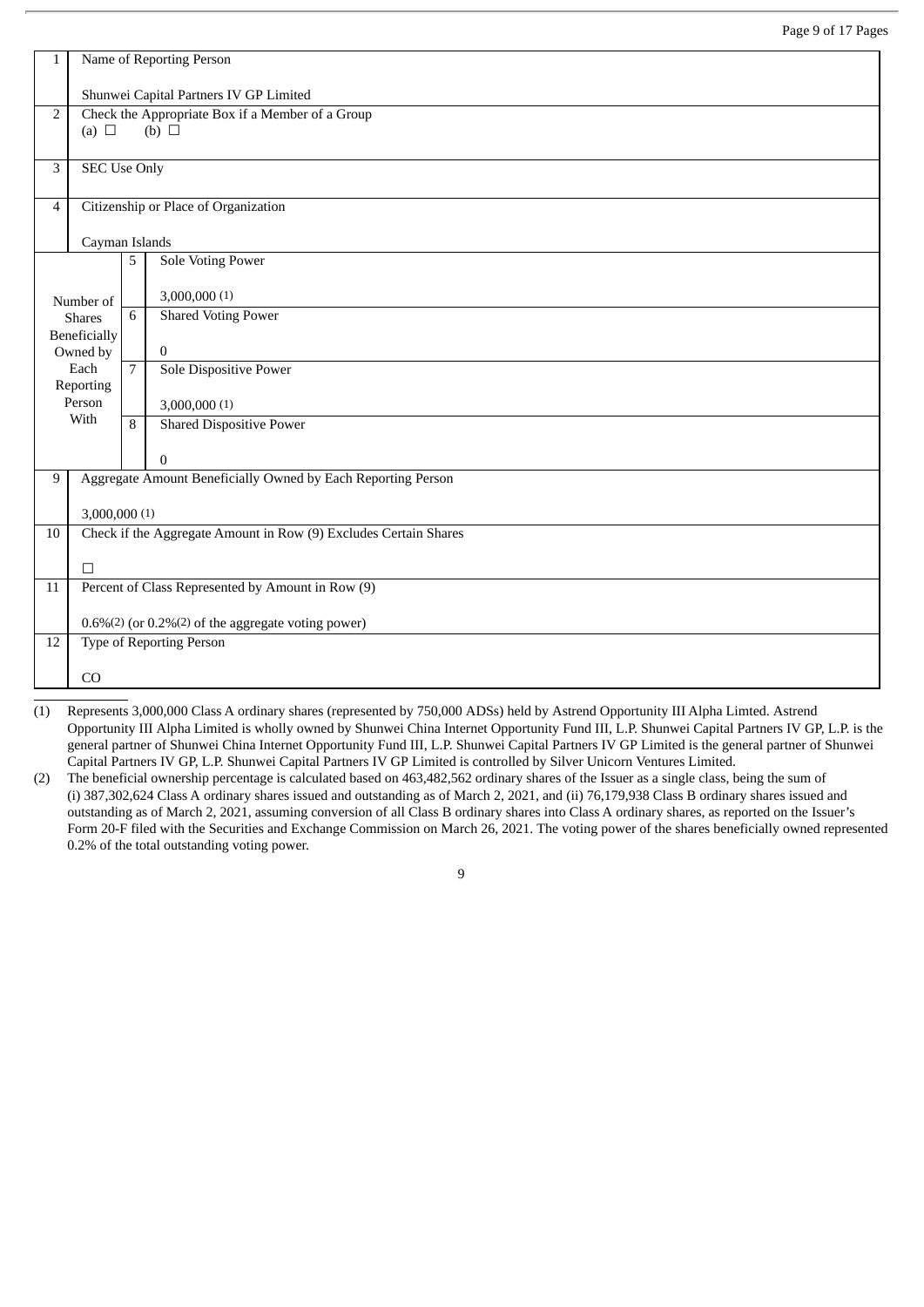| 1 | Name of Reporting Person<br><br>Shunwei Capital Partners IV GP Limited | | |
|---|---|---|---|
| 2 | Check the Appropriate Box if a Member of a Group<br>(a) ☐ (b) ☐ | | |
| 3 | SEC Use Only | | |
| 4 | Citizenship or Place of Organization<br><br>Cayman Islands | | |
| Number of Shares Beneficially Owned by Each Reporting Person With | | 5 | Sole Voting Power<br><br>3,000,000 (1) |
| | | 6 | Shared Voting Power<br><br>0 |
| | | 7 | Sole Dispositive Power<br><br>3,000,000 (1) |
| | | 8 | Shared Dispositive Power<br><br>0 |
| 9 | Aggregate Amount Beneficially Owned by Each Reporting Person<br><br>3,000,000 (1) | | |
| 10 | Check if the Aggregate Amount in Row (9) Excludes Certain Shares<br><br>☐ | | |
| 11 | Percent of Class Represented by Amount in Row (9)<br><br>0.6%(2) (or 0.2%(2) of the aggregate voting power) | | |
| 12 | Type of Reporting Person<br><br>CO | | |

(1) Represents 3,000,000 Class A ordinary shares (represented by 750,000 ADSs) held by Astrend Opportunity III Alpha Limted. Astrend Opportunity III Alpha Limited is wholly owned by Shunwei China Internet Opportunity Fund III, L.P. Shunwei Capital Partners IV GP, L.P. is the general partner of Shunwei China Internet Opportunity Fund III, L.P. Shunwei Capital Partners IV GP Limited is the general partner of Shunwei Capital Partners IV GP, L.P. Shunwei Capital Partners IV GP Limited is controlled by Silver Unicorn Ventures Limited.

(2) The beneficial ownership percentage is calculated based on 463,482,562 ordinary shares of the Issuer as a single class, being the sum of (i) 387,302,624 Class A ordinary shares issued and outstanding as of March 2, 2021, and (ii) 76,179,938 Class B ordinary shares issued and outstanding as of March 2, 2021, assuming conversion of all Class B ordinary shares into Class A ordinary shares, as reported on the Issuer's Form 20-F filed with the Securities and Exchange Commission on March 26, 2021. The voting power of the shares beneficially owned represented 0.2% of the total outstanding voting power.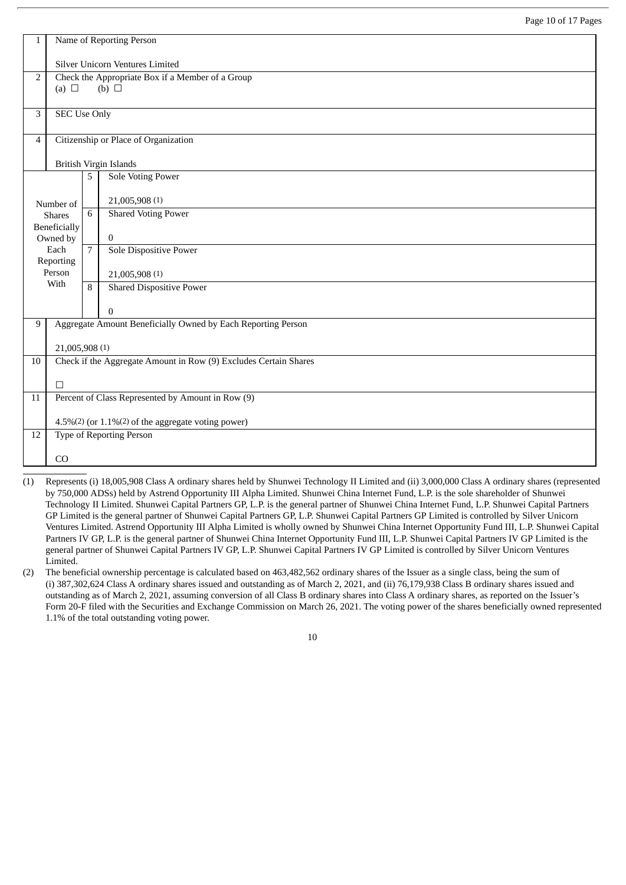| 1 | Name of Reporting Person<br><br>Silver Unicorn Ventures Limited | | |
|---|---|---|---|
| 2 | Check the Appropriate Box if a Member of a Group<br>(a) ☐ (b) ☐ | | |
| 3 | SEC Use Only | | |
| 4 | Citizenship or Place of Organization<br><br>British Virgin Islands | | |
| Number of Shares Beneficially Owned by Each Reporting Person With | | 5 | Sole Voting Power<br><br>21,005,908 (1) |
| | | 6 | Shared Voting Power<br><br>0 |
| | | 7 | Sole Dispositive Power<br><br>21,005,908 (1) |
| | | 8 | Shared Dispositive Power<br><br>0 |
| 9 | Aggregate Amount Beneficially Owned by Each Reporting Person<br><br>21,005,908 (1) | | |
| 10 | Check if the Aggregate Amount in Row (9) Excludes Certain Shares<br><br>☐ | | |
| 11 | Percent of Class Represented by Amount in Row (9)<br><br>4.5%(2) (or 1.1%(2) of the aggregate voting power) | | |
| 12 | Type of Reporting Person<br><br>CO | | |

(1) Represents (i) 18,005,908 Class A ordinary shares held by Shunwei Technology II Limited and (ii) 3,000,000 Class A ordinary shares (represented by 750,000 ADSs) held by Astrend Opportunity III Alpha Limited. Shunwei China Internet Fund, L.P. is the sole shareholder of Shunwei Technology II Limited. Shunwei Capital Partners GP, L.P. is the general partner of Shunwei China Internet Fund, L.P. Shunwei Capital Partners GP Limited is the general partner of Shunwei Capital Partners GP, L.P. Shunwei Capital Partners GP Limited is controlled by Silver Unicorn Ventures Limited. Astrend Opportunity III Alpha Limited is wholly owned by Shunwei China Internet Opportunity Fund III, L.P. Shunwei Capital Partners IV GP, L.P. is the general partner of Shunwei China Internet Opportunity Fund III, L.P. Shunwei Capital Partners IV GP Limited is the general partner of Shunwei Capital Partners IV GP, L.P. Shunwei Capital Partners IV GP Limited is controlled by Silver Unicorn Ventures Limited.

(2) The beneficial ownership percentage is calculated based on 463,482,562 ordinary shares of the Issuer as a single class, being the sum of (i) 387,302,624 Class A ordinary shares issued and outstanding as of March 2, 2021, and (ii) 76,179,938 Class B ordinary shares issued and outstanding as of March 2, 2021, assuming conversion of all Class B ordinary shares into Class A ordinary shares, as reported on the Issuer's Form 20-F filed with the Securities and Exchange Commission on March 26, 2021. The voting power of the shares beneficially owned represented 1.1% of the total outstanding voting power.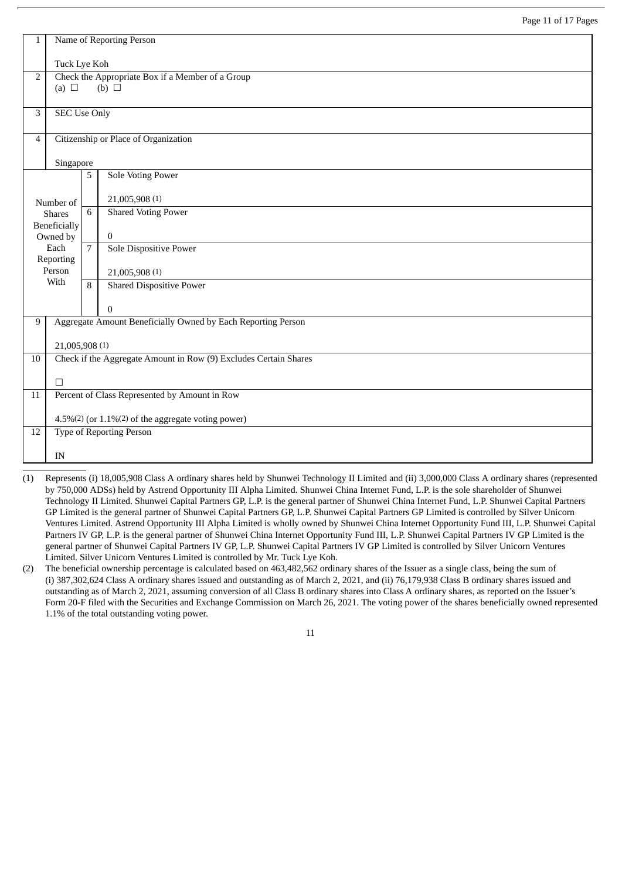| 1 | Name of Reporting Person<br><br>Tuck Lye Koh | | |
|---|---|---|---|
| 2 | Check the Appropriate Box if a Member of a Group<br>(a) ☐ (b) ☐ | | |
| 3 | SEC Use Only | | |
| 4 | Citizenship or Place of Organization<br><br>Singapore | | |
| Number of Shares Beneficially Owned by Each Reporting Person With | | 5 | Sole Voting Power<br><br>21,005,908 (1) |
| | | 6 | Shared Voting Power<br><br>0 |
| | | 7 | Sole Dispositive Power<br><br>21,005,908 (1) |
| | | 8 | Shared Dispositive Power<br><br>0 |
| 9 | Aggregate Amount Beneficially Owned by Each Reporting Person<br><br>21,005,908 (1) | | |
| 10 | Check if the Aggregate Amount in Row (9) Excludes Certain Shares<br><br>☐ | | |
| 11 | Percent of Class Represented by Amount in Row<br><br>4.5%(2) (or 1.1%(2) of the aggregate voting power) | | |
| 12 | Type of Reporting Person<br><br>IN | | |

(1) Represents (i) 18,005,908 Class A ordinary shares held by Shunwei Technology II Limited and (ii) 3,000,000 Class A ordinary shares (represented by 750,000 ADSs) held by Astrend Opportunity III Alpha Limited. Shunwei China Internet Fund, L.P. is the sole shareholder of Shunwei Technology II Limited. Shunwei Capital Partners GP, L.P. is the general partner of Shunwei China Internet Fund, L.P. Shunwei Capital Partners GP Limited is the general partner of Shunwei Capital Partners GP, L.P. Shunwei Capital Partners GP Limited is controlled by Silver Unicorn Ventures Limited. Astrend Opportunity III Alpha Limited is wholly owned by Shunwei China Internet Opportunity Fund III, L.P. Shunwei Capital Partners IV GP, L.P. is the general partner of Shunwei China Internet Opportunity Fund III, L.P. Shunwei Capital Partners IV GP Limited is the general partner of Shunwei Capital Partners IV GP, L.P. Shunwei Capital Partners IV GP Limited is controlled by Silver Unicorn Ventures Limited. Silver Unicorn Ventures Limited is controlled by Mr. Tuck Lye Koh.

(2) The beneficial ownership percentage is calculated based on 463,482,562 ordinary shares of the Issuer as a single class, being the sum of (i) 387,302,624 Class A ordinary shares issued and outstanding as of March 2, 2021, and (ii) 76,179,938 Class B ordinary shares issued and outstanding as of March 2, 2021, assuming conversion of all Class B ordinary shares into Class A ordinary shares, as reported on the Issuer's Form 20-F filed with the Securities and Exchange Commission on March 26, 2021. The voting power of the shares beneficially owned represented 1.1% of the total outstanding voting power.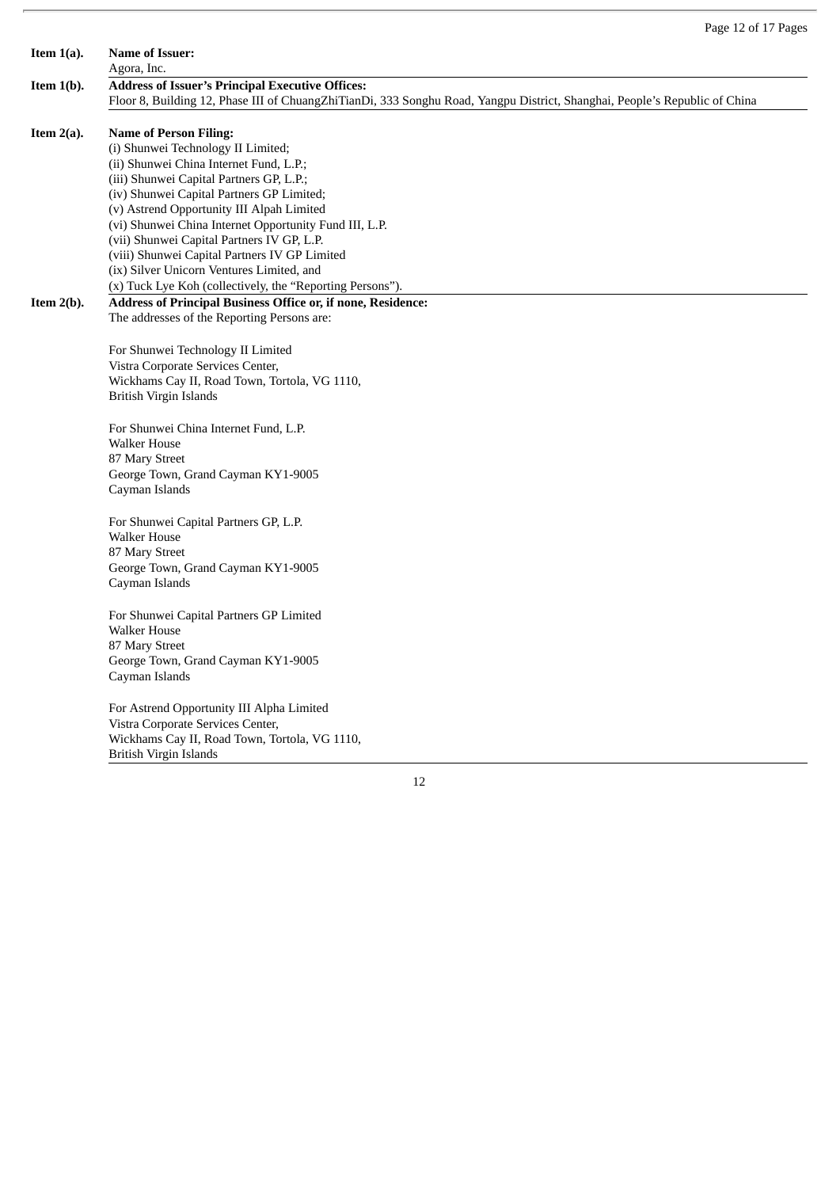**Item 1(a).** **Name of Issuer:**

Agora, Inc.

**Item 1(b).** **Address of Issuer's Principal Executive Offices:**

Floor 8, Building 12, Phase III of ChuangZhiTianDi, 333 Songhu Road, Yangpu District, Shanghai, People's Republic of China

**Item 2(a).** **Name of Person Filing:**

(i) Shunwei Technology II Limited;
(ii) Shunwei China Internet Fund, L.P.;
(iii) Shunwei Capital Partners GP, L.P.;
(iv) Shunwei Capital Partners GP Limited;
(v) Astrend Opportunity III Alpah Limited
(vi) Shunwei China Internet Opportunity Fund III, L.P.
(vii) Shunwei Capital Partners IV GP, L.P.
(viii) Shunwei Capital Partners IV GP Limited
(ix) Silver Unicorn Ventures Limited, and
(x) Tuck Lye Koh (collectively, the "Reporting Persons").

**Item 2(b).** **Address of Principal Business Office or, if none, Residence:**

The addresses of the Reporting Persons are:

For Shunwei Technology II Limited
Vistra Corporate Services Center,
Wickhams Cay II, Road Town, Tortola, VG 1110,
British Virgin Islands

For Shunwei China Internet Fund, L.P.
Walker House
87 Mary Street
George Town, Grand Cayman KY1-9005
Cayman Islands

For Shunwei Capital Partners GP, L.P.
Walker House
87 Mary Street
George Town, Grand Cayman KY1-9005
Cayman Islands

For Shunwei Capital Partners GP Limited
Walker House
87 Mary Street
George Town, Grand Cayman KY1-9005
Cayman Islands

For Astrend Opportunity III Alpha Limited
Vistra Corporate Services Center,
Wickhams Cay II, Road Town, Tortola, VG 1110,
British Virgin Islands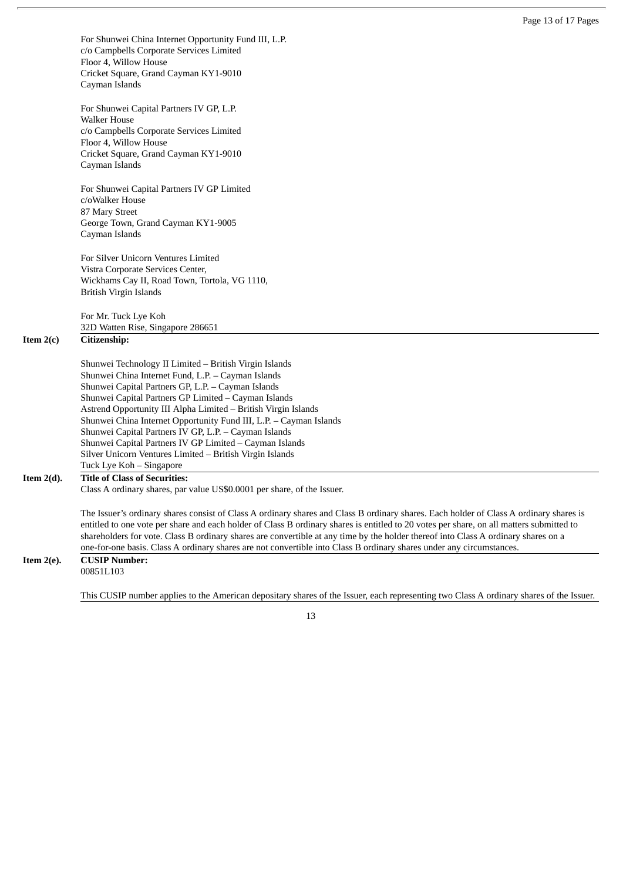For Shunwei China Internet Opportunity Fund III, L.P.
c/o Campbells Corporate Services Limited
Floor 4, Willow House
Cricket Square, Grand Cayman KY1-9010
Cayman Islands

For Shunwei Capital Partners IV GP, L.P.
Walker House
c/o Campbells Corporate Services Limited
Floor 4, Willow House
Cricket Square, Grand Cayman KY1-9010
Cayman Islands

For Shunwei Capital Partners IV GP Limited
c/oWalker House
87 Mary Street
George Town, Grand Cayman KY1-9005
Cayman Islands

For Silver Unicorn Ventures Limited
Vistra Corporate Services Center,
Wickhams Cay II, Road Town, Tortola, VG 1110,
British Virgin Islands

For Mr. Tuck Lye Koh
32D Watten Rise, Singapore 286651

**Item 2(c)** **Citizenship:**

Shunwei Technology II Limited – British Virgin Islands
Shunwei China Internet Fund, L.P. – Cayman Islands
Shunwei Capital Partners GP, L.P. – Cayman Islands
Shunwei Capital Partners GP Limited – Cayman Islands
Astrend Opportunity III Alpha Limited – British Virgin Islands
Shunwei China Internet Opportunity Fund III, L.P. – Cayman Islands
Shunwei Capital Partners IV GP, L.P. – Cayman Islands
Shunwei Capital Partners IV GP Limited – Cayman Islands
Silver Unicorn Ventures Limited – British Virgin Islands
Tuck Lye Koh – Singapore

**Item 2(d).** **Title of Class of Securities:**

Class A ordinary shares, par value US$0.0001 per share, of the Issuer.

The Issuer's ordinary shares consist of Class A ordinary shares and Class B ordinary shares. Each holder of Class A ordinary shares is entitled to one vote per share and each holder of Class B ordinary shares is entitled to 20 votes per share, on all matters submitted to shareholders for vote. Class B ordinary shares are convertible at any time by the holder thereof into Class A ordinary shares on a one-for-one basis. Class A ordinary shares are not convertible into Class B ordinary shares under any circumstances.

**Item 2(e).** **CUSIP Number:**

00851L103

This CUSIP number applies to the American depositary shares of the Issuer, each representing two Class A ordinary shares of the Issuer.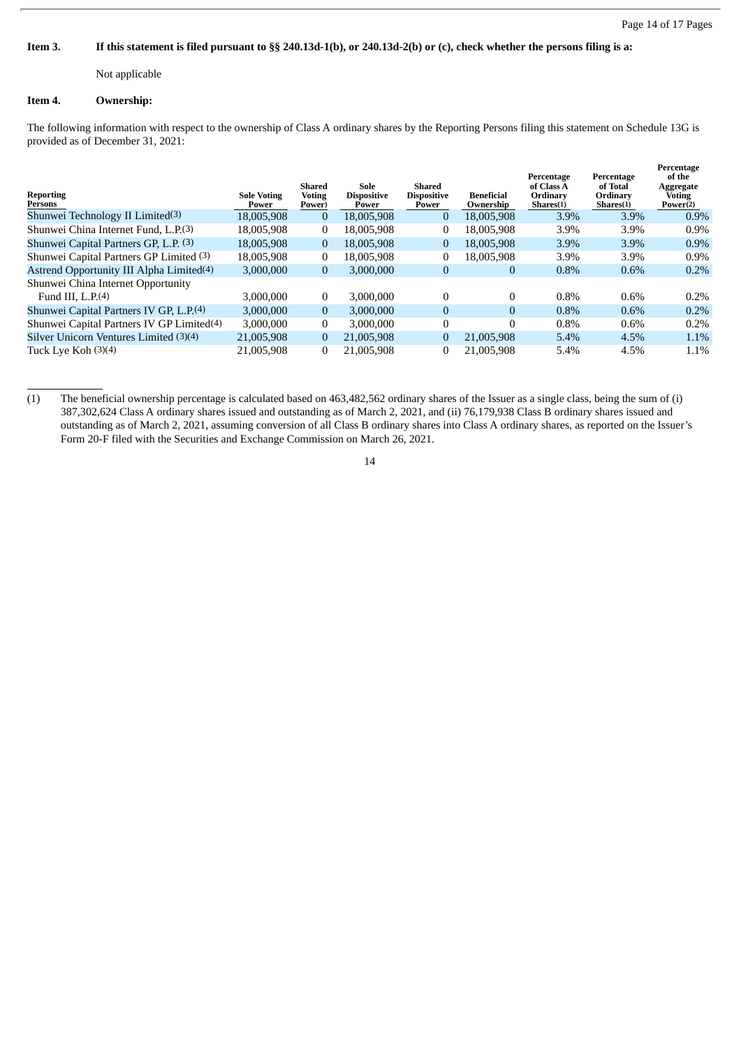**Item 3. If this statement is filed pursuant to §§ 240.13d-1(b), or 240.13d-2(b) or (c), check whether the persons filing is a:**

Not applicable

**Item 4. Ownership:**

The following information with respect to the ownership of Class A ordinary shares by the Reporting Persons filing this statement on Schedule 13G is provided as of December 31, 2021:

| Reporting Persons | Sole Voting Power | Shared Voting Power) | Sole Dispositive Power | Shared Dispositive Power | Beneficial Ownership | Percentage of Class A Ordinary Shares(1) | Percentage of Total Ordinary Shares(1) | Percentage of the Aggregate Voting Power(2) |
|---|---|---|---|---|---|---|---|---|
| Shunwei Technology II Limited(3) | 18,005,908 | 0 | 18,005,908 | 0 | 18,005,908 | 3.9% | 3.9% | 0.9% |
| Shunwei China Internet Fund, L.P.(3) | 18,005,908 | 0 | 18,005,908 | 0 | 18,005,908 | 3.9% | 3.9% | 0.9% |
| Shunwei Capital Partners GP, L.P. (3) | 18,005,908 | 0 | 18,005,908 | 0 | 18,005,908 | 3.9% | 3.9% | 0.9% |
| Shunwei Capital Partners GP Limited (3) | 18,005,908 | 0 | 18,005,908 | 0 | 18,005,908 | 3.9% | 3.9% | 0.9% |
| Astrend Opportunity III Alpha Limited(4) | 3,000,000 | 0 | 3,000,000 | 0 | 0 | 0.8% | 0.6% | 0.2% |
| Shunwei China Internet Opportunity Fund III, L.P.(4) | 3,000,000 | 0 | 3,000,000 | 0 | 0 | 0.8% | 0.6% | 0.2% |
| Shunwei Capital Partners IV GP, L.P.(4) | 3,000,000 | 0 | 3,000,000 | 0 | 0 | 0.8% | 0.6% | 0.2% |
| Shunwei Capital Partners IV GP Limited(4) | 3,000,000 | 0 | 3,000,000 | 0 | 0 | 0.8% | 0.6% | 0.2% |
| Silver Unicorn Ventures Limited (3)(4) | 21,005,908 | 0 | 21,005,908 | 0 | 21,005,908 | 5.4% | 4.5% | 1.1% |
| Tuck Lye Koh (3)(4) | 21,005,908 | 0 | 21,005,908 | 0 | 21,005,908 | 5.4% | 4.5% | 1.1% |

(1) The beneficial ownership percentage is calculated based on 463,482,562 ordinary shares of the Issuer as a single class, being the sum of (i) 387,302,624 Class A ordinary shares issued and outstanding as of March 2, 2021, and (ii) 76,179,938 Class B ordinary shares issued and outstanding as of March 2, 2021, assuming conversion of all Class B ordinary shares into Class A ordinary shares, as reported on the Issuer's Form 20-F filed with the Securities and Exchange Commission on March 26, 2021.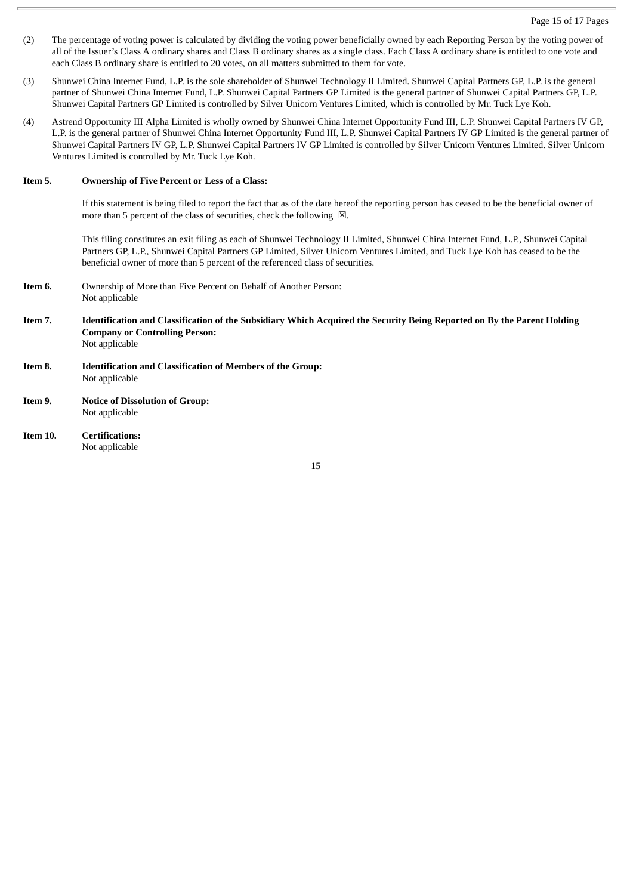(2) The percentage of voting power is calculated by dividing the voting power beneficially owned by each Reporting Person by the voting power of all of the Issuer's Class A ordinary shares and Class B ordinary shares as a single class. Each Class A ordinary share is entitled to one vote and each Class B ordinary share is entitled to 20 votes, on all matters submitted to them for vote.

(3) Shunwei China Internet Fund, L.P. is the sole shareholder of Shunwei Technology II Limited. Shunwei Capital Partners GP, L.P. is the general partner of Shunwei China Internet Fund, L.P. Shunwei Capital Partners GP Limited is the general partner of Shunwei Capital Partners GP, L.P. Shunwei Capital Partners GP Limited is controlled by Silver Unicorn Ventures Limited, which is controlled by Mr. Tuck Lye Koh.

(4) Astrend Opportunity III Alpha Limited is wholly owned by Shunwei China Internet Opportunity Fund III, L.P. Shunwei Capital Partners IV GP, L.P. is the general partner of Shunwei China Internet Opportunity Fund III, L.P. Shunwei Capital Partners IV GP Limited is the general partner of Shunwei Capital Partners IV GP, L.P. Shunwei Capital Partners IV GP Limited is controlled by Silver Unicorn Ventures Limited. Silver Unicorn Ventures Limited is controlled by Mr. Tuck Lye Koh.

**Item 5. Ownership of Five Percent or Less of a Class:**

If this statement is being filed to report the fact that as of the date hereof the reporting person has ceased to be the beneficial owner of more than 5 percent of the class of securities, check the following ☒.

This filing constitutes an exit filing as each of Shunwei Technology II Limited, Shunwei China Internet Fund, L.P., Shunwei Capital Partners GP, L.P., Shunwei Capital Partners GP Limited, Silver Unicorn Ventures Limited, and Tuck Lye Koh has ceased to be the beneficial owner of more than 5 percent of the referenced class of securities.

**Item 6.** Ownership of More than Five Percent on Behalf of Another Person:
Not applicable

**Item 7. Identification and Classification of the Subsidiary Which Acquired the Security Being Reported on By the Parent Holding Company or Controlling Person:**
Not applicable

**Item 8. Identification and Classification of Members of the Group:**
Not applicable

**Item 9. Notice of Dissolution of Group:**
Not applicable

**Item 10. Certifications:**
Not applicable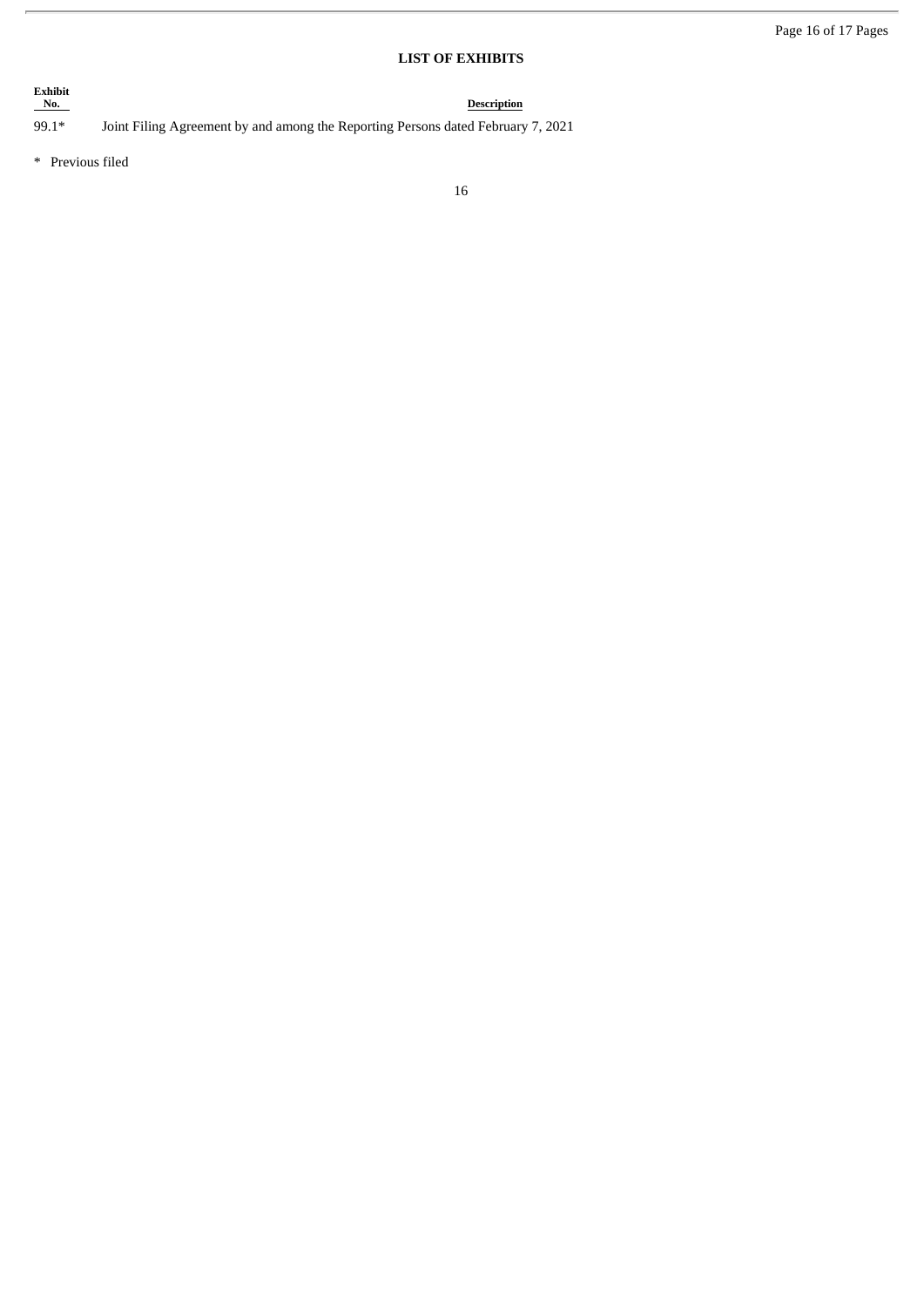## LIST OF EXHIBITS

| Exhibit No. | Description |
| --- | --- |
| 99.1* | Joint Filing Agreement by and among the Reporting Persons dated February 7, 2021 |

\* Previous filed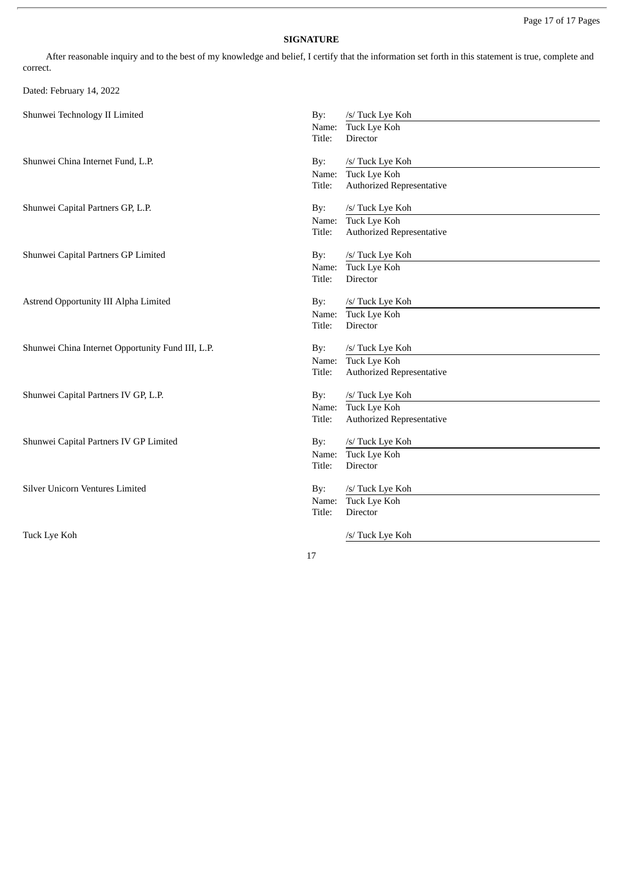## SIGNATURE

After reasonable inquiry and to the best of my knowledge and belief, I certify that the information set forth in this statement is true, complete and correct.

Dated: February 14, 2022

| | | |
|---|---|---|
| Shunwei Technology II Limited | By: | /s/ Tuck Lye Koh |
| | Name: | Tuck Lye Koh |
| | Title: | Director |
| Shunwei China Internet Fund, L.P. | By: | /s/ Tuck Lye Koh |
| | Name: | Tuck Lye Koh |
| | Title: | Authorized Representative |
| Shunwei Capital Partners GP, L.P. | By: | /s/ Tuck Lye Koh |
| | Name: | Tuck Lye Koh |
| | Title: | Authorized Representative |
| Shunwei Capital Partners GP Limited | By: | /s/ Tuck Lye Koh |
| | Name: | Tuck Lye Koh |
| | Title: | Director |
| Astrend Opportunity III Alpha Limited | By: | /s/ Tuck Lye Koh |
| | Name: | Tuck Lye Koh |
| | Title: | Director |
| Shunwei China Internet Opportunity Fund III, L.P. | By: | /s/ Tuck Lye Koh |
| | Name: | Tuck Lye Koh |
| | Title: | Authorized Representative |
| Shunwei Capital Partners IV GP, L.P. | By: | /s/ Tuck Lye Koh |
| | Name: | Tuck Lye Koh |
| | Title: | Authorized Representative |
| Shunwei Capital Partners IV GP Limited | By: | /s/ Tuck Lye Koh |
| | Name: | Tuck Lye Koh |
| | Title: | Director |
| Silver Unicorn Ventures Limited | By: | /s/ Tuck Lye Koh |
| | Name: | Tuck Lye Koh |
| | Title: | Director |
| Tuck Lye Koh | | /s/ Tuck Lye Koh |